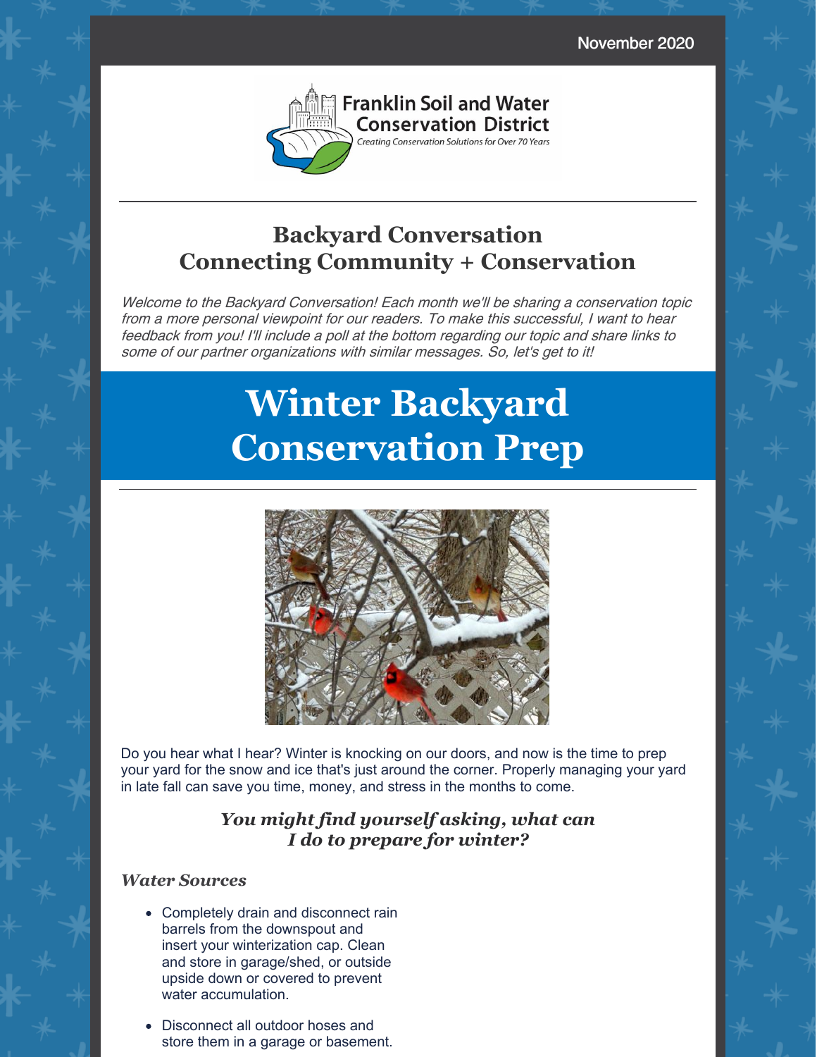November 2020

Franklin Soil and Water Conservation District
Creating Conservation Solutions for Over 70 Years

## Backyard Conversation
## Connecting Community + Conservation

*Welcome to the Backyard Conversation! Each month we'll be sharing a conservation topic from a more personal viewpoint for our readers. To make this successful, I want to hear feedback from you! I'll include a poll at the bottom regarding our topic and share links to some of our partner organizations with similar messages. So, let's get to it!*

# Winter Backyard Conservation Prep

Do you hear what I hear? Winter is knocking on our doors, and now is the time to prep your yard for the snow and ice that's just around the corner. Properly managing your yard in late fall can save you time, money, and stress in the months to come.

### *You might find yourself asking, what can I do to prepare for winter?*

### *Water Sources*

- Completely drain and disconnect rain barrels from the downspout and insert your winterization cap. Clean and store in garage/shed, or outside upside down or covered to prevent water accumulation.
- Disconnect all outdoor hoses and store them in a garage or basement.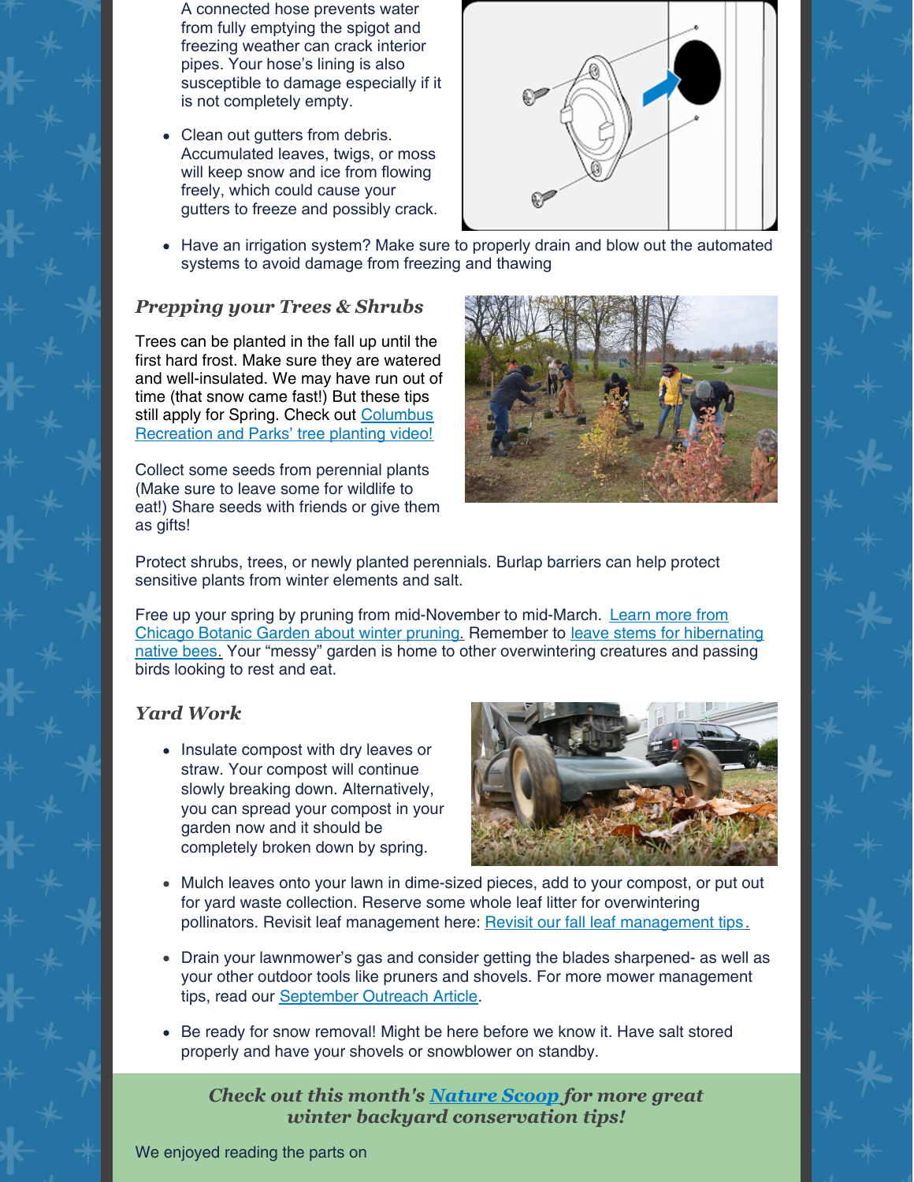A connected hose prevents water from fully emptying the spigot and freezing weather can crack interior pipes. Your hose's lining is also susceptible to damage especially if it is not completely empty.

- Clean out gutters from debris. Accumulated leaves, twigs, or moss will keep snow and ice from flowing freely, which could cause your gutters to freeze and possibly crack.
- Have an irrigation system? Make sure to properly drain and blow out the automated systems to avoid damage from freezing and thawing

### *Prepping your Trees & Shrubs*

Trees can be planted in the fall up until the first hard frost. Make sure they are watered and well-insulated. We may have run out of time (that snow came fast!) But these tips still apply for Spring. Check out Columbus Recreation and Parks' tree planting video!

Collect some seeds from perennial plants (Make sure to leave some for wildlife to eat!) Share seeds with friends or give them as gifts!

Protect shrubs, trees, or newly planted perennials. Burlap barriers can help protect sensitive plants from winter elements and salt.

Free up your spring by pruning from mid-November to mid-March. Learn more from Chicago Botanic Garden about winter pruning. Remember to leave stems for hibernating native bees. Your "messy" garden is home to other overwintering creatures and passing birds looking to rest and eat.

### *Yard Work*

- Insulate compost with dry leaves or straw. Your compost will continue slowly breaking down. Alternatively, you can spread your compost in your garden now and it should be completely broken down by spring.
- Mulch leaves onto your lawn in dime-sized pieces, add to your compost, or put out for yard waste collection. Reserve some whole leaf litter for overwintering pollinators. Revisit leaf management here: Revisit our fall leaf management tips.
- Drain your lawnmower's gas and consider getting the blades sharpened- as well as your other outdoor tools like pruners and shovels. For more mower management tips, read our September Outreach Article.
- Be ready for snow removal! Might be here before we know it. Have salt stored properly and have your shovels or snowblower on standby.

***Check out this month's Nature Scoop for more great winter backyard conservation tips!***

We enjoyed reading the parts on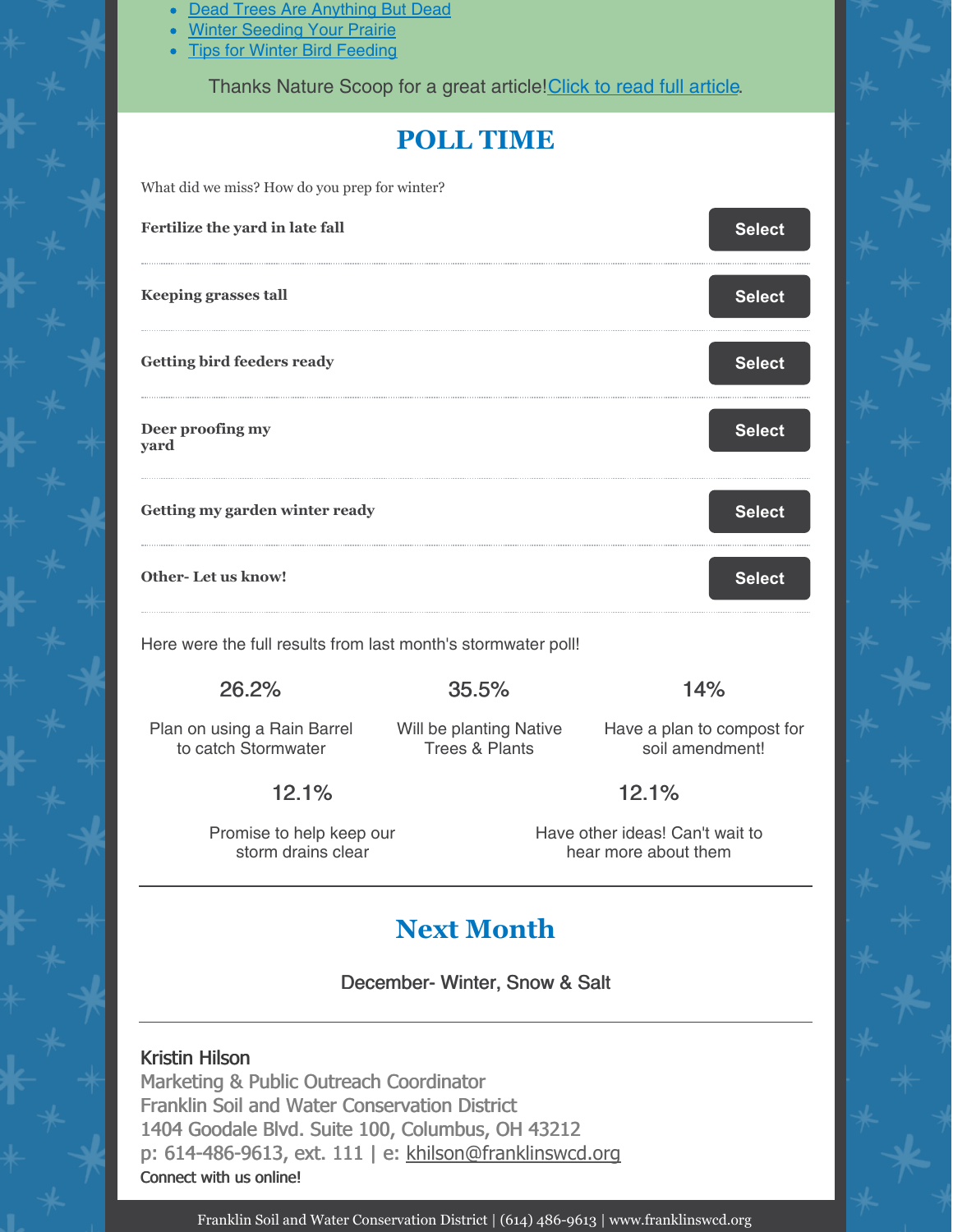- Dead Trees Are Anything But Dead
- Winter Seeding Your Prairie
- Tips for Winter Bird Feeding

Thanks Nature Scoop for a great article! Click to read full article.

## POLL TIME

What did we miss? How do you prep for winter?

**Fertilize the yard in late fall** — Select

**Keeping grasses tall** — Select

**Getting bird feeders ready** — Select

**Deer proofing my yard** — Select

**Getting my garden winter ready** — Select

**Other- Let us know!** — Select

Here were the full results from last month's stormwater poll!

26.2%

Plan on using a Rain Barrel to catch Stormwater

35.5%

Will be planting Native Trees & Plants

14%

Have a plan to compost for soil amendment!

12.1%

Promise to help keep our storm drains clear

12.1%

Have other ideas! Can't wait to hear more about them

## Next Month

December- Winter, Snow & Salt

Kristin Hilson
Marketing & Public Outreach Coordinator
Franklin Soil and Water Conservation District
1404 Goodale Blvd. Suite 100, Columbus, OH 43212
p: 614-486-9613, ext. 111 | e: khilson@franklinswcd.org
Connect with us online!

Franklin Soil and Water Conservation District | (614) 486-9613 | www.franklinswcd.org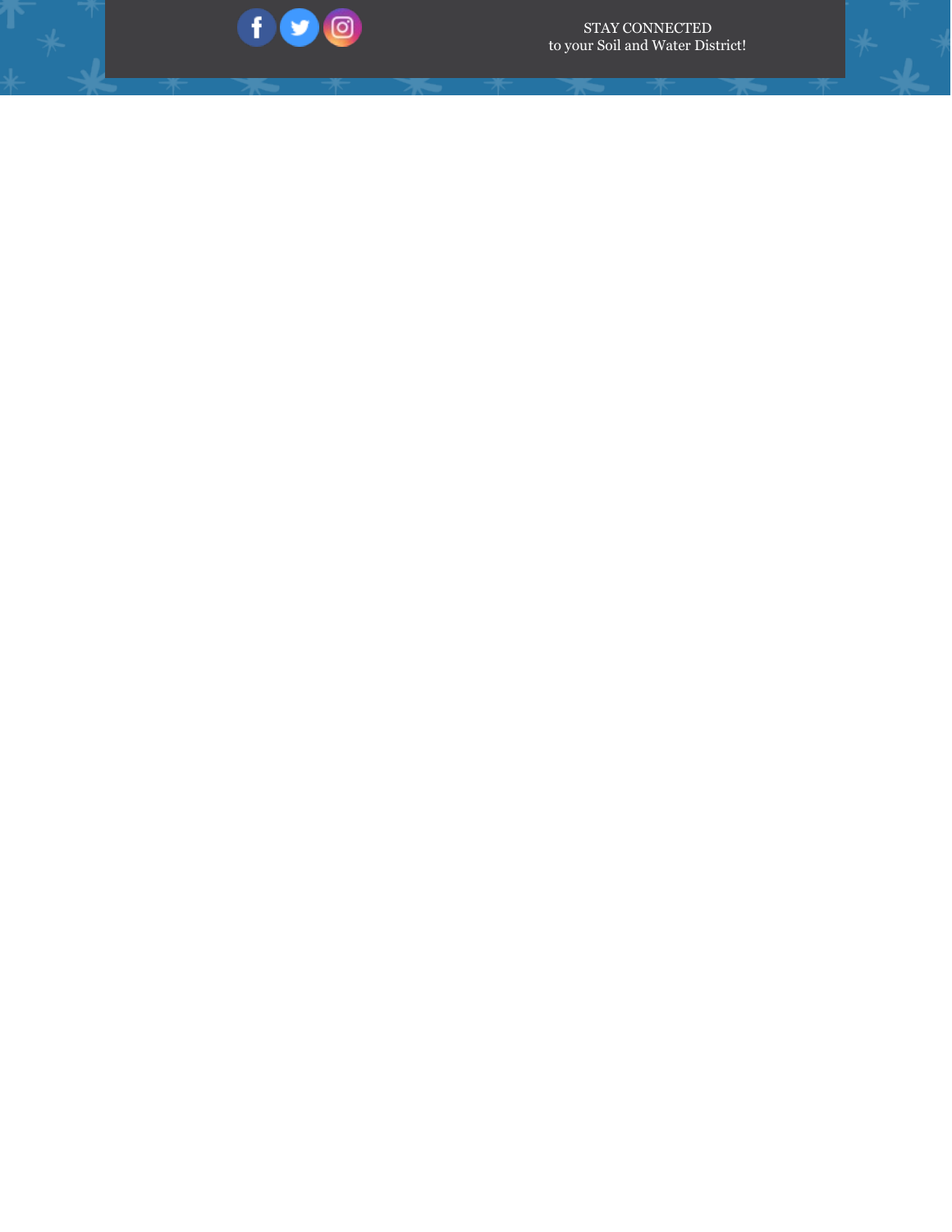STAY CONNECTED
to your Soil and Water District!